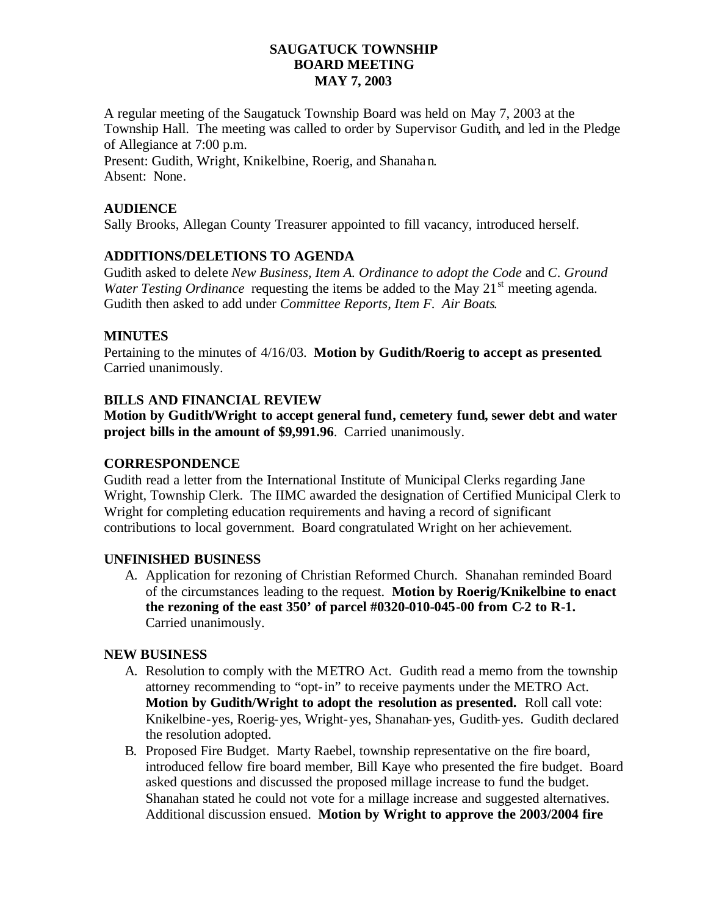# SAUGATUCK TOWNSHIP
## BOARD MEETING
## MAY 7, 2003

A regular meeting of the Saugatuck Township Board was held on May 7, 2003 at the Township Hall. The meeting was called to order by Supervisor Gudith, and led in the Pledge of Allegiance at 7:00 p.m.

Present: Gudith, Wright, Knikelbine, Roerig, and Shanahan.
Absent: None.

### AUDIENCE

Sally Brooks, Allegan County Treasurer appointed to fill vacancy, introduced herself.

### ADDITIONS/DELETIONS TO AGENDA

Gudith asked to delete *New Business, Item A. Ordinance to adopt the Code* and *C. Ground Water Testing Ordinance* requesting the items be added to the May 21st meeting agenda. Gudith then asked to add under *Committee Reports, Item F. Air Boats*.

### MINUTES

Pertaining to the minutes of 4/16/03. **Motion by Gudith/Roerig to accept as presented**. Carried unanimously.

### BILLS AND FINANCIAL REVIEW

**Motion by Gudith/Wright to accept general fund, cemetery fund, sewer debt and water project bills in the amount of $9,991.96**. Carried unanimously.

### CORRESPONDENCE

Gudith read a letter from the International Institute of Municipal Clerks regarding Jane Wright, Township Clerk. The IIMC awarded the designation of Certified Municipal Clerk to Wright for completing education requirements and having a record of significant contributions to local government. Board congratulated Wright on her achievement.

### UNFINISHED BUSINESS

A. Application for rezoning of Christian Reformed Church. Shanahan reminded Board of the circumstances leading to the request. **Motion by Roerig/Knikelbine to enact the rezoning of the east 350' of parcel #0320-010-045-00 from C-2 to R-1.** Carried unanimously.

### NEW BUSINESS

A. Resolution to comply with the METRO Act. Gudith read a memo from the township attorney recommending to "opt-in" to receive payments under the METRO Act. **Motion by Gudith/Wright to adopt the resolution as presented.** Roll call vote: Knikelbine-yes, Roerig-yes, Wright-yes, Shanahan-yes, Gudith-yes. Gudith declared the resolution adopted.

B. Proposed Fire Budget. Marty Raebel, township representative on the fire board, introduced fellow fire board member, Bill Kaye who presented the fire budget. Board asked questions and discussed the proposed millage increase to fund the budget. Shanahan stated he could not vote for a millage increase and suggested alternatives. Additional discussion ensued. **Motion by Wright to approve the 2003/2004 fire**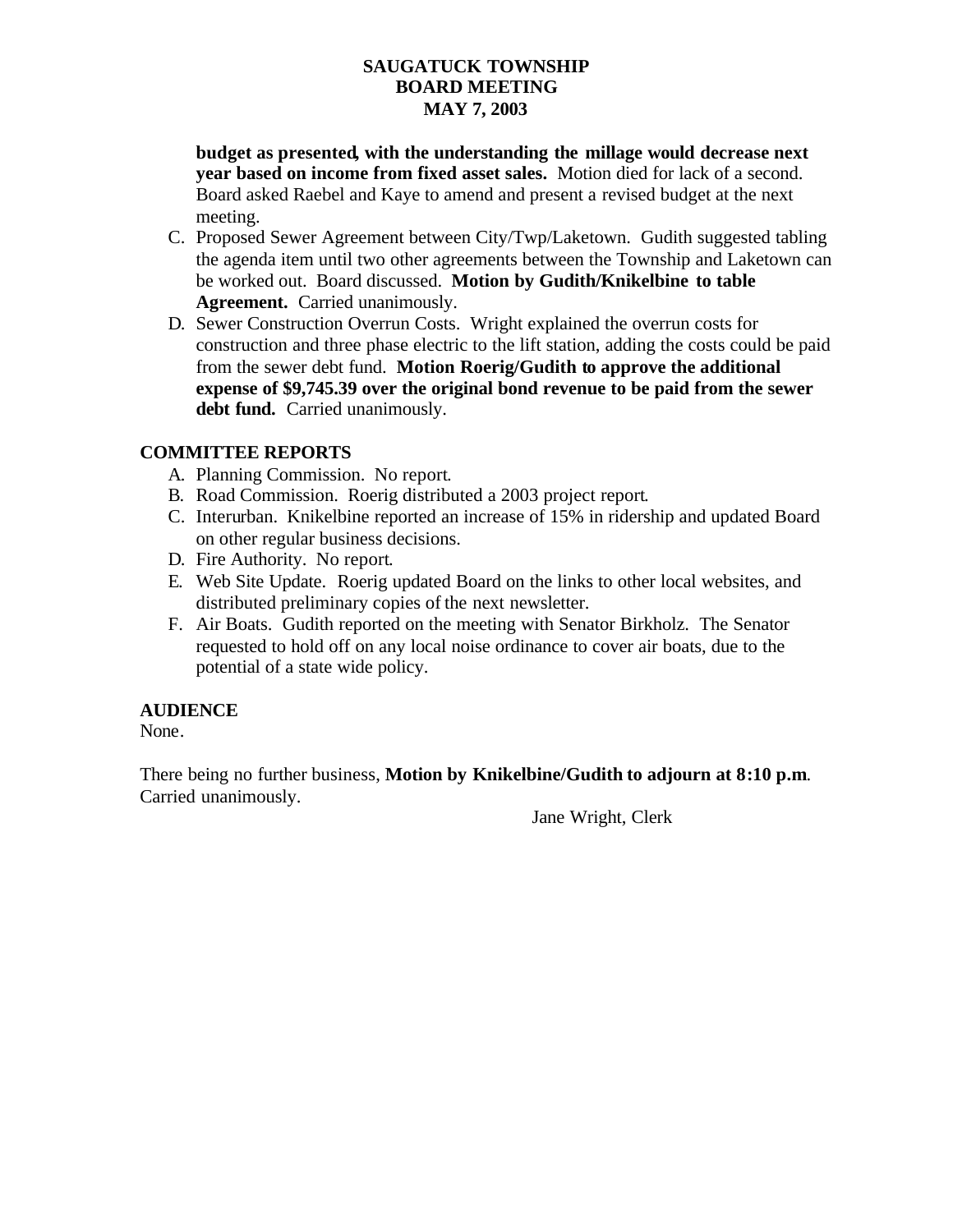**budget as presented, with the understanding the millage would decrease next year based on income from fixed asset sales.** Motion died for lack of a second. Board asked Raebel and Kaye to amend and present a revised budget at the next meeting.

C. Proposed Sewer Agreement between City/Twp/Laketown. Gudith suggested tabling the agenda item until two other agreements between the Township and Laketown can be worked out. Board discussed. **Motion by Gudith/Knikelbine to table Agreement.** Carried unanimously.

D. Sewer Construction Overrun Costs. Wright explained the overrun costs for construction and three phase electric to the lift station, adding the costs could be paid from the sewer debt fund. **Motion Roerig/Gudith to approve the additional expense of $9,745.39 over the original bond revenue to be paid from the sewer debt fund.** Carried unanimously.

**COMMITTEE REPORTS**

A. Planning Commission. No report.
B. Road Commission. Roerig distributed a 2003 project report.
C. Interurban. Knikelbine reported an increase of 15% in ridership and updated Board on other regular business decisions.
D. Fire Authority. No report.
E. Web Site Update. Roerig updated Board on the links to other local websites, and distributed preliminary copies of the next newsletter.
F. Air Boats. Gudith reported on the meeting with Senator Birkholz. The Senator requested to hold off on any local noise ordinance to cover air boats, due to the potential of a state wide policy.

**AUDIENCE**

None.

There being no further business, **Motion by Knikelbine/Gudith to adjourn at 8:10 p.m.** Carried unanimously.

Jane Wright, Clerk